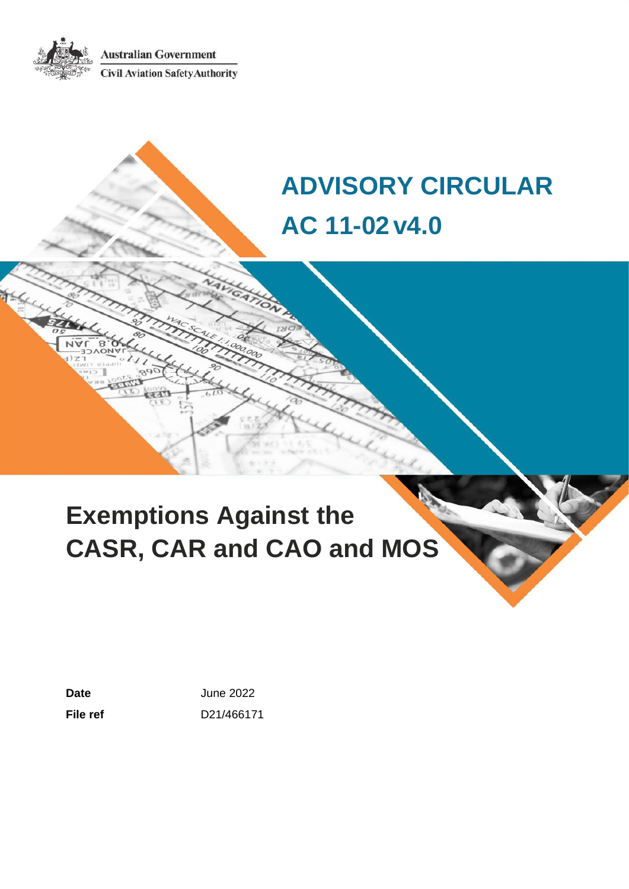Australian Government

Civil Aviation Safety Authority

# ADVISORY CIRCULAR

# AC 11-02 v4.0

# Exemptions Against the CASR, CAR and CAO and MOS

**Date** June 2022

**File ref** D21/466171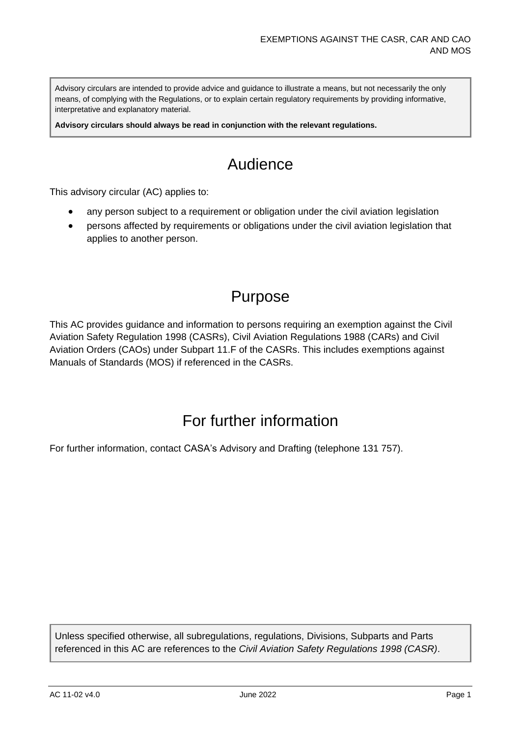Advisory circulars are intended to provide advice and guidance to illustrate a means, but not necessarily the only means, of complying with the Regulations, or to explain certain regulatory requirements by providing informative, interpretative and explanatory material.

**Advisory circulars should always be read in conjunction with the relevant regulations.**

# Audience

This advisory circular (AC) applies to:

- any person subject to a requirement or obligation under the civil aviation legislation
- persons affected by requirements or obligations under the civil aviation legislation that applies to another person.

# Purpose

This AC provides guidance and information to persons requiring an exemption against the Civil Aviation Safety Regulation 1998 (CASRs), Civil Aviation Regulations 1988 (CARs) and Civil Aviation Orders (CAOs) under Subpart 11.F of the CASRs. This includes exemptions against Manuals of Standards (MOS) if referenced in the CASRs.

# For further information

For further information, contact CASA's Advisory and Drafting (telephone 131 757).

Unless specified otherwise, all subregulations, regulations, Divisions, Subparts and Parts referenced in this AC are references to the *Civil Aviation Safety Regulations 1998 (CASR)*.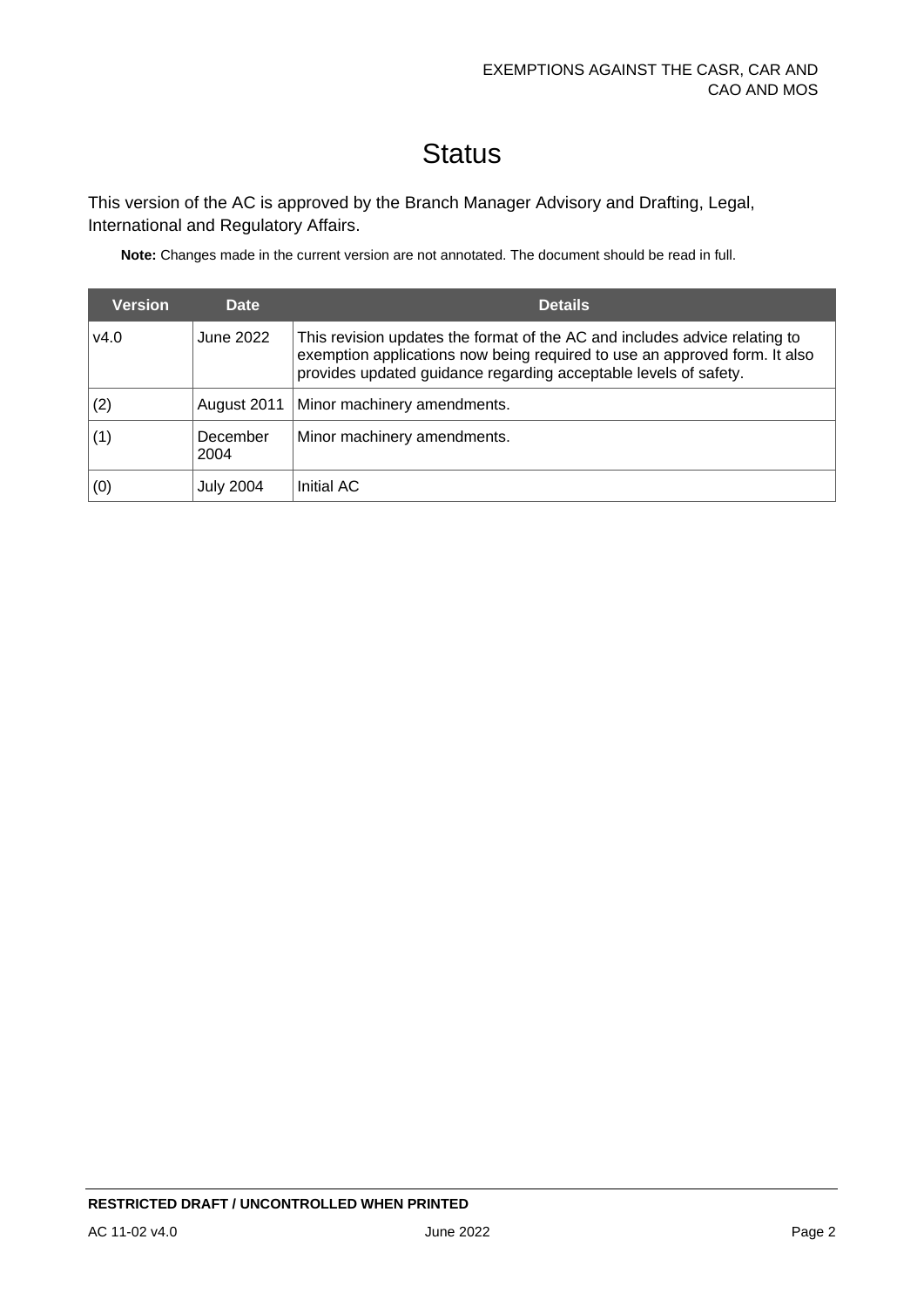# Status

This version of the AC is approved by the Branch Manager Advisory and Drafting, Legal, International and Regulatory Affairs.

**Note:** Changes made in the current version are not annotated. The document should be read in full.

| Version | Date | Details |
| --- | --- | --- |
| v4.0 | June 2022 | This revision updates the format of the AC and includes advice relating to exemption applications now being required to use an approved form. It also provides updated guidance regarding acceptable levels of safety. |
| (2) | August 2011 | Minor machinery amendments. |
| (1) | December 2004 | Minor machinery amendments. |
| (0) | July 2004 | Initial AC |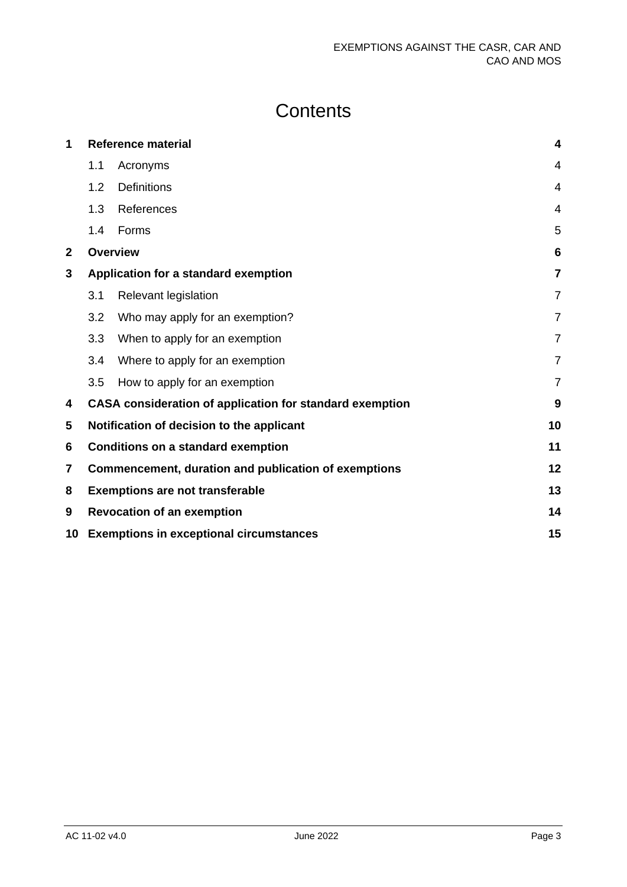# Contents

| | | |
|---|---|---|
| **1** | **Reference material** | **4** |
| 1.1 | Acronyms | 4 |
| 1.2 | Definitions | 4 |
| 1.3 | References | 4 |
| 1.4 | Forms | 5 |
| **2** | **Overview** | **6** |
| **3** | **Application for a standard exemption** | **7** |
| 3.1 | Relevant legislation | 7 |
| 3.2 | Who may apply for an exemption? | 7 |
| 3.3 | When to apply for an exemption | 7 |
| 3.4 | Where to apply for an exemption | 7 |
| 3.5 | How to apply for an exemption | 7 |
| **4** | **CASA consideration of application for standard exemption** | **9** |
| **5** | **Notification of decision to the applicant** | **10** |
| **6** | **Conditions on a standard exemption** | **11** |
| **7** | **Commencement, duration and publication of exemptions** | **12** |
| **8** | **Exemptions are not transferable** | **13** |
| **9** | **Revocation of an exemption** | **14** |
| **10** | **Exemptions in exceptional circumstances** | **15** |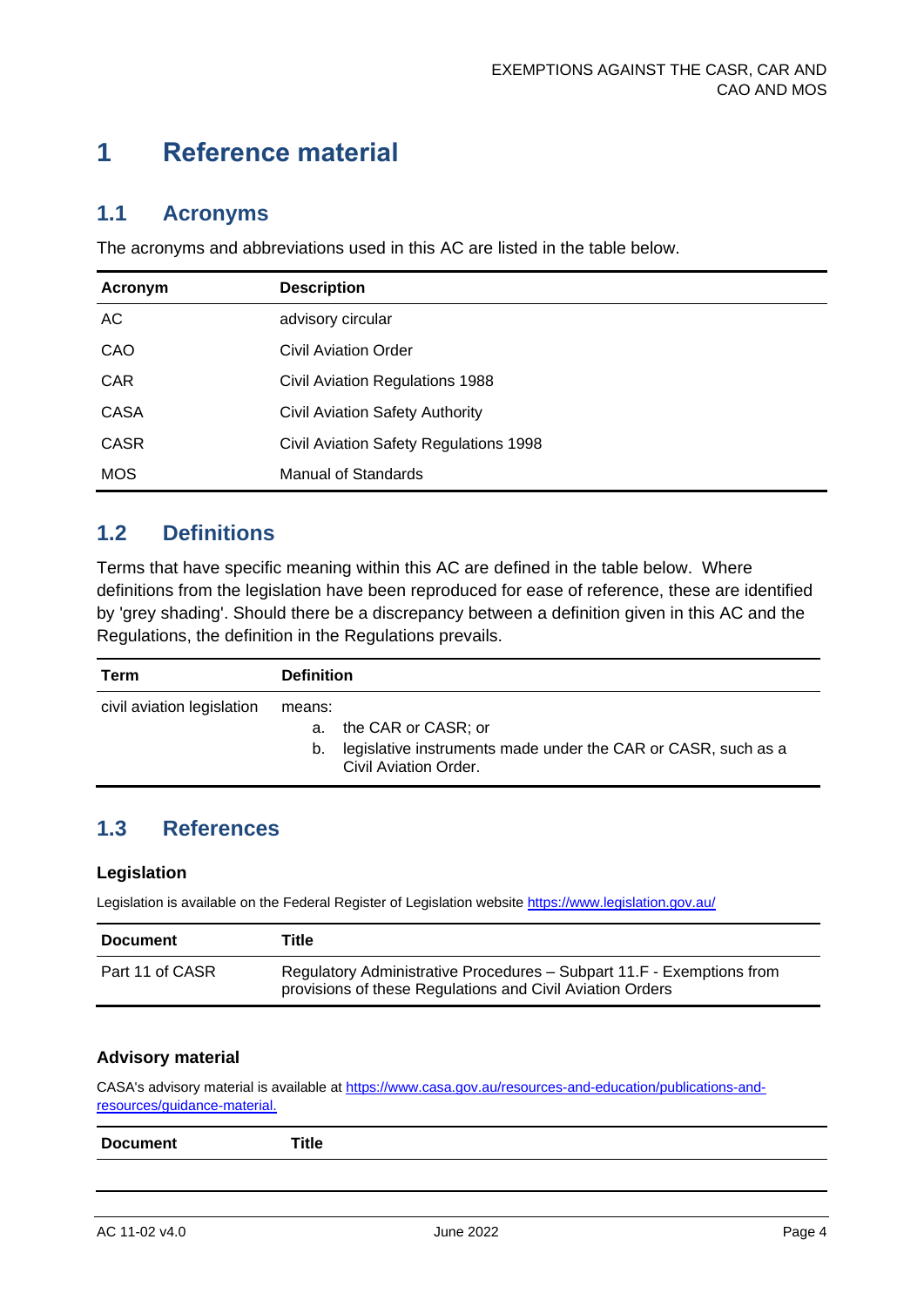# 1 Reference material

## 1.1 Acronyms

The acronyms and abbreviations used in this AC are listed in the table below.

| Acronym | Description |
|---|---|
| AC | advisory circular |
| CAO | Civil Aviation Order |
| CAR | Civil Aviation Regulations 1988 |
| CASA | Civil Aviation Safety Authority |
| CASR | Civil Aviation Safety Regulations 1998 |
| MOS | Manual of Standards |

## 1.2 Definitions

Terms that have specific meaning within this AC are defined in the table below. Where definitions from the legislation have been reproduced for ease of reference, these are identified by 'grey shading'. Should there be a discrepancy between a definition given in this AC and the Regulations, the definition in the Regulations prevails.

| Term | Definition |
|---|---|
| civil aviation legislation | means:<br>a. the CAR or CASR; or<br>b. legislative instruments made under the CAR or CASR, such as a Civil Aviation Order. |

## 1.3 References

### Legislation

Legislation is available on the Federal Register of Legislation website https://www.legislation.gov.au/

| Document | Title |
|---|---|
| Part 11 of CASR | Regulatory Administrative Procedures – Subpart 11.F - Exemptions from provisions of these Regulations and Civil Aviation Orders |

### Advisory material

CASA's advisory material is available at https://www.casa.gov.au/resources-and-education/publications-and-resources/guidance-material.

| Document | Title |
|---|---|
| | |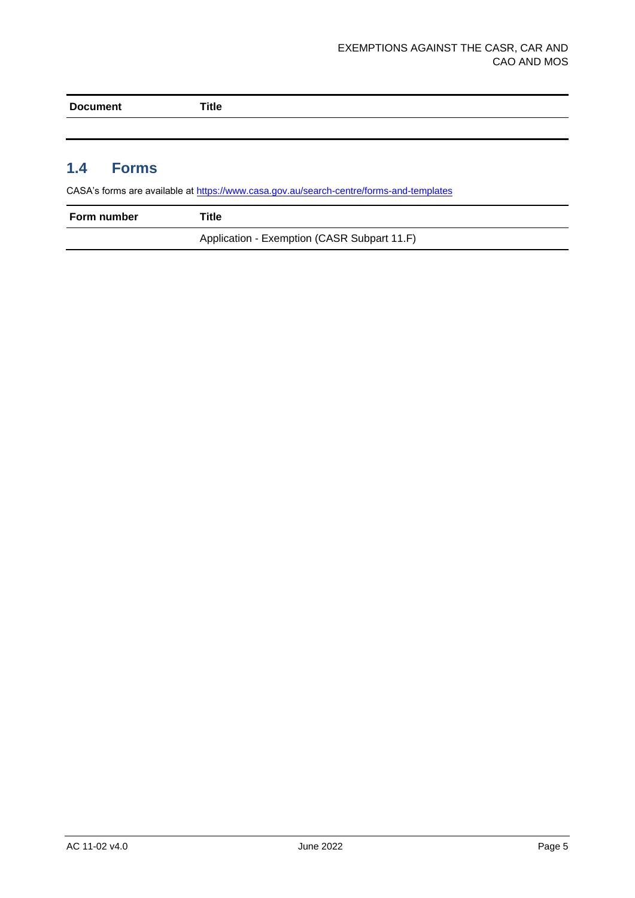| Document | Title |
| --- | --- |
| | |

## 1.4 Forms

CASA's forms are available at https://www.casa.gov.au/search-centre/forms-and-templates

| Form number | Title |
| --- | --- |
| | Application - Exemption (CASR Subpart 11.F) |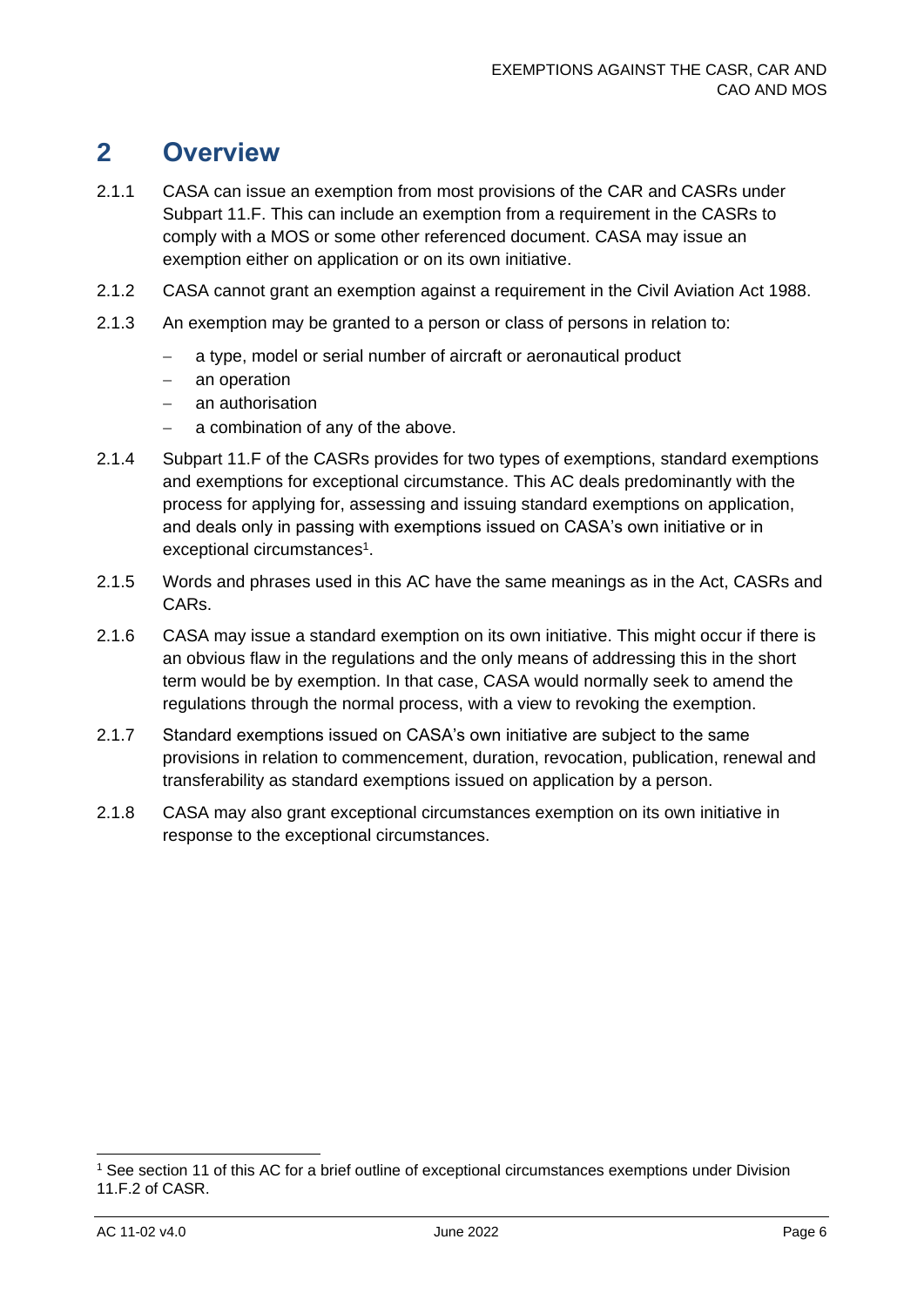# 2 Overview

2.1.1 CASA can issue an exemption from most provisions of the CAR and CASRs under Subpart 11.F. This can include an exemption from a requirement in the CASRs to comply with a MOS or some other referenced document. CASA may issue an exemption either on application or on its own initiative.

2.1.2 CASA cannot grant an exemption against a requirement in the Civil Aviation Act 1988.

2.1.3 An exemption may be granted to a person or class of persons in relation to:

- a type, model or serial number of aircraft or aeronautical product
- an operation
- an authorisation
- a combination of any of the above.

2.1.4 Subpart 11.F of the CASRs provides for two types of exemptions, standard exemptions and exemptions for exceptional circumstance. This AC deals predominantly with the process for applying for, assessing and issuing standard exemptions on application, and deals only in passing with exemptions issued on CASA's own initiative or in exceptional circumstances[1].

2.1.5 Words and phrases used in this AC have the same meanings as in the Act, CASRs and CARs.

2.1.6 CASA may issue a standard exemption on its own initiative. This might occur if there is an obvious flaw in the regulations and the only means of addressing this in the short term would be by exemption. In that case, CASA would normally seek to amend the regulations through the normal process, with a view to revoking the exemption.

2.1.7 Standard exemptions issued on CASA's own initiative are subject to the same provisions in relation to commencement, duration, revocation, publication, renewal and transferability as standard exemptions issued on application by a person.

2.1.8 CASA may also grant exceptional circumstances exemption on its own initiative in response to the exceptional circumstances.

[1] See section 11 of this AC for a brief outline of exceptional circumstances exemptions under Division 11.F.2 of CASR.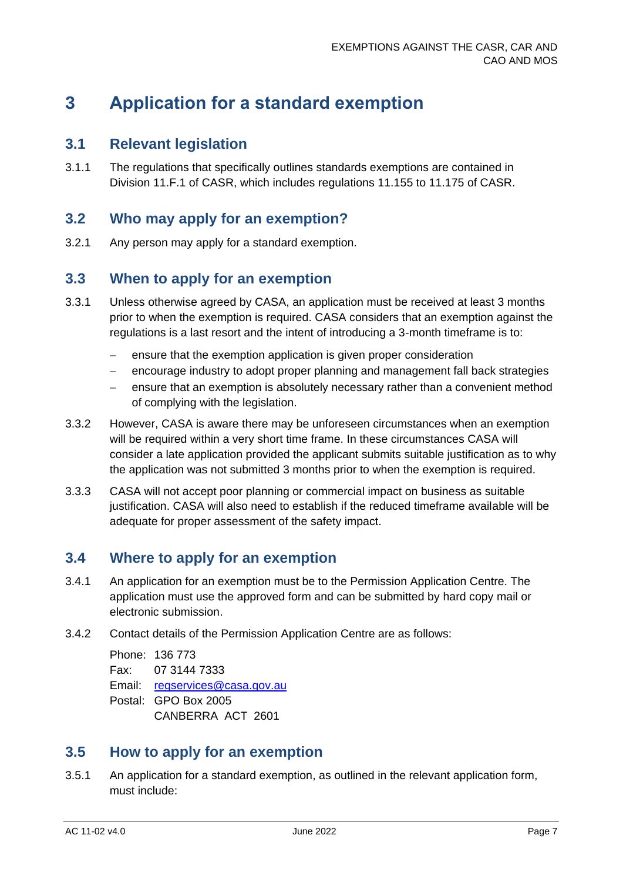# 3 Application for a standard exemption

## 3.1 Relevant legislation

3.1.1 The regulations that specifically outlines standards exemptions are contained in Division 11.F.1 of CASR, which includes regulations 11.155 to 11.175 of CASR.

## 3.2 Who may apply for an exemption?

3.2.1 Any person may apply for a standard exemption.

## 3.3 When to apply for an exemption

3.3.1 Unless otherwise agreed by CASA, an application must be received at least 3 months prior to when the exemption is required. CASA considers that an exemption against the regulations is a last resort and the intent of introducing a 3-month timeframe is to:

- ensure that the exemption application is given proper consideration
- encourage industry to adopt proper planning and management fall back strategies
- ensure that an exemption is absolutely necessary rather than a convenient method of complying with the legislation.

3.3.2 However, CASA is aware there may be unforeseen circumstances when an exemption will be required within a very short time frame. In these circumstances CASA will consider a late application provided the applicant submits suitable justification as to why the application was not submitted 3 months prior to when the exemption is required.

3.3.3 CASA will not accept poor planning or commercial impact on business as suitable justification. CASA will also need to establish if the reduced timeframe available will be adequate for proper assessment of the safety impact.

## 3.4 Where to apply for an exemption

3.4.1 An application for an exemption must be to the Permission Application Centre. The application must use the approved form and can be submitted by hard copy mail or electronic submission.

3.4.2 Contact details of the Permission Application Centre are as follows:

Phone: 136 773
Fax: 07 3144 7333
Email: regservices@casa.gov.au
Postal: GPO Box 2005
CANBERRA ACT 2601

## 3.5 How to apply for an exemption

3.5.1 An application for a standard exemption, as outlined in the relevant application form, must include: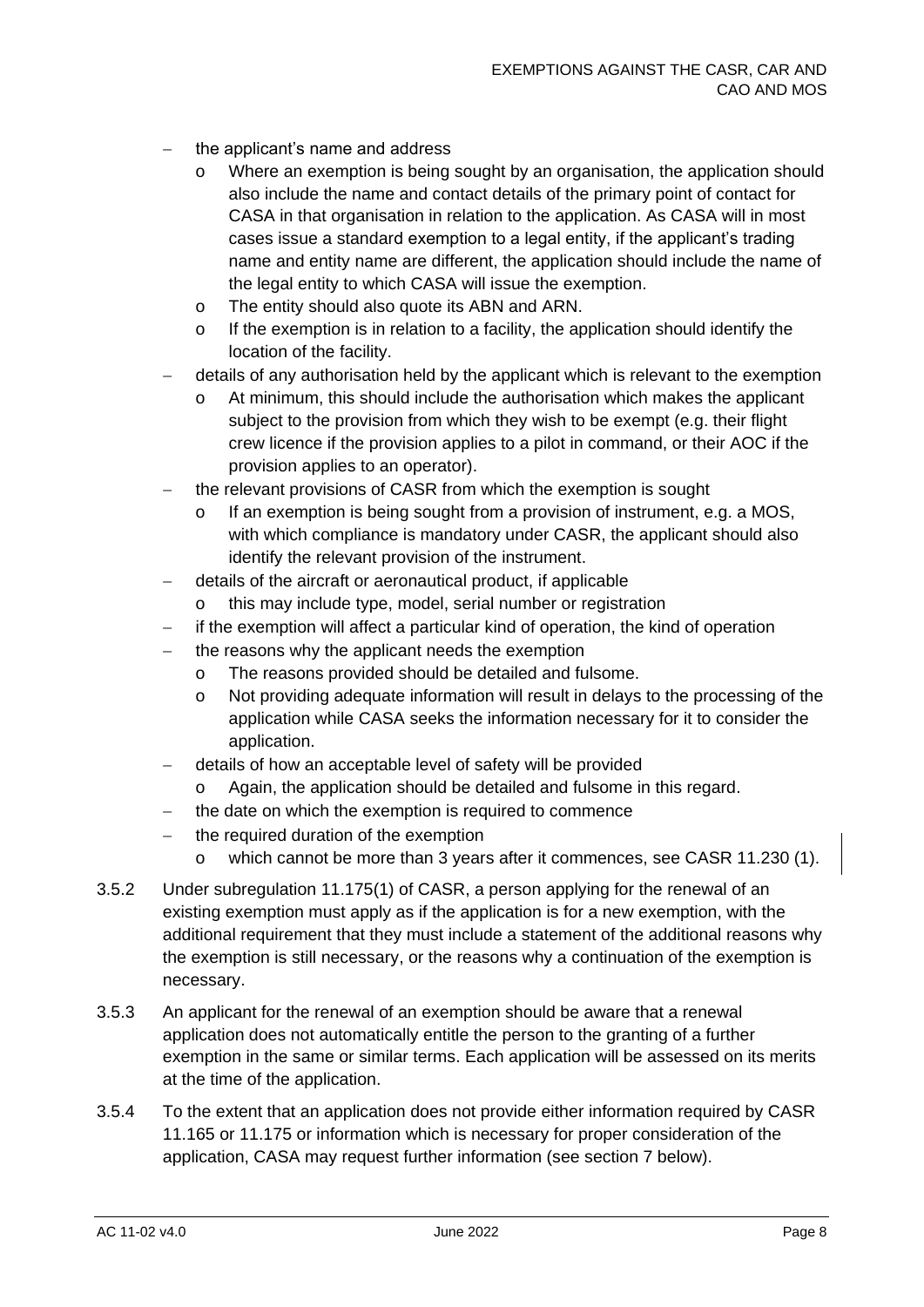- the applicant's name and address
  - Where an exemption is being sought by an organisation, the application should also include the name and contact details of the primary point of contact for CASA in that organisation in relation to the application. As CASA will in most cases issue a standard exemption to a legal entity, if the applicant's trading name and entity name are different, the application should include the name of the legal entity to which CASA will issue the exemption.
  - The entity should also quote its ABN and ARN.
  - If the exemption is in relation to a facility, the application should identify the location of the facility.
- details of any authorisation held by the applicant which is relevant to the exemption
  - At minimum, this should include the authorisation which makes the applicant subject to the provision from which they wish to be exempt (e.g. their flight crew licence if the provision applies to a pilot in command, or their AOC if the provision applies to an operator).
- the relevant provisions of CASR from which the exemption is sought
  - If an exemption is being sought from a provision of instrument, e.g. a MOS, with which compliance is mandatory under CASR, the applicant should also identify the relevant provision of the instrument.
- details of the aircraft or aeronautical product, if applicable
  - this may include type, model, serial number or registration
- if the exemption will affect a particular kind of operation, the kind of operation
- the reasons why the applicant needs the exemption
  - The reasons provided should be detailed and fulsome.
  - Not providing adequate information will result in delays to the processing of the application while CASA seeks the information necessary for it to consider the application.
- details of how an acceptable level of safety will be provided
  - Again, the application should be detailed and fulsome in this regard.
- the date on which the exemption is required to commence
- the required duration of the exemption
  - which cannot be more than 3 years after it commences, see CASR 11.230 (1).

3.5.2 Under subregulation 11.175(1) of CASR, a person applying for the renewal of an existing exemption must apply as if the application is for a new exemption, with the additional requirement that they must include a statement of the additional reasons why the exemption is still necessary, or the reasons why a continuation of the exemption is necessary.

3.5.3 An applicant for the renewal of an exemption should be aware that a renewal application does not automatically entitle the person to the granting of a further exemption in the same or similar terms. Each application will be assessed on its merits at the time of the application.

3.5.4 To the extent that an application does not provide either information required by CASR 11.165 or 11.175 or information which is necessary for proper consideration of the application, CASA may request further information (see section 7 below).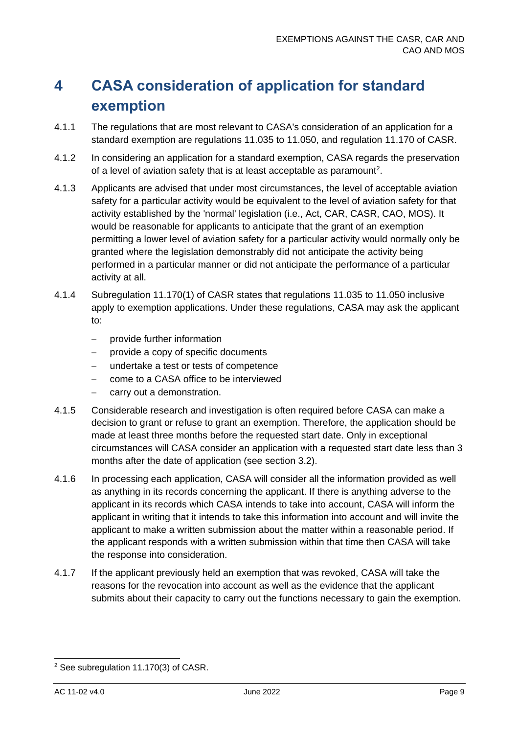# 4 CASA consideration of application for standard exemption

4.1.1 The regulations that are most relevant to CASA's consideration of an application for a standard exemption are regulations 11.035 to 11.050, and regulation 11.170 of CASR.

4.1.2 In considering an application for a standard exemption, CASA regards the preservation of a level of aviation safety that is at least acceptable as paramount[2].

4.1.3 Applicants are advised that under most circumstances, the level of acceptable aviation safety for a particular activity would be equivalent to the level of aviation safety for that activity established by the 'normal' legislation (i.e., Act, CAR, CASR, CAO, MOS). It would be reasonable for applicants to anticipate that the grant of an exemption permitting a lower level of aviation safety for a particular activity would normally only be granted where the legislation demonstrably did not anticipate the activity being performed in a particular manner or did not anticipate the performance of a particular activity at all.

4.1.4 Subregulation 11.170(1) of CASR states that regulations 11.035 to 11.050 inclusive apply to exemption applications. Under these regulations, CASA may ask the applicant to:

- provide further information
- provide a copy of specific documents
- undertake a test or tests of competence
- come to a CASA office to be interviewed
- carry out a demonstration.

4.1.5 Considerable research and investigation is often required before CASA can make a decision to grant or refuse to grant an exemption. Therefore, the application should be made at least three months before the requested start date. Only in exceptional circumstances will CASA consider an application with a requested start date less than 3 months after the date of application (see section 3.2).

4.1.6 In processing each application, CASA will consider all the information provided as well as anything in its records concerning the applicant. If there is anything adverse to the applicant in its records which CASA intends to take into account, CASA will inform the applicant in writing that it intends to take this information into account and will invite the applicant to make a written submission about the matter within a reasonable period. If the applicant responds with a written submission within that time then CASA will take the response into consideration.

4.1.7 If the applicant previously held an exemption that was revoked, CASA will take the reasons for the revocation into account as well as the evidence that the applicant submits about their capacity to carry out the functions necessary to gain the exemption.

[2] See subregulation 11.170(3) of CASR.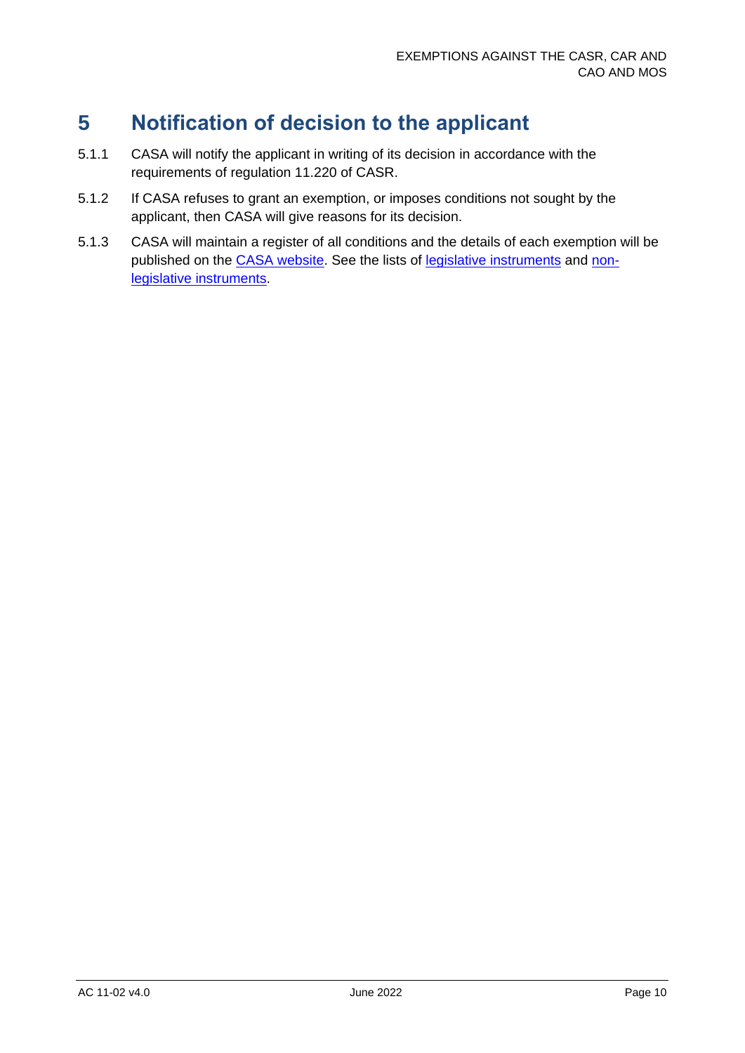# 5 Notification of decision to the applicant

5.1.1 CASA will notify the applicant in writing of its decision in accordance with the requirements of regulation 11.220 of CASR.

5.1.2 If CASA refuses to grant an exemption, or imposes conditions not sought by the applicant, then CASA will give reasons for its decision.

5.1.3 CASA will maintain a register of all conditions and the details of each exemption will be published on the CASA website. See the lists of legislative instruments and non-legislative instruments.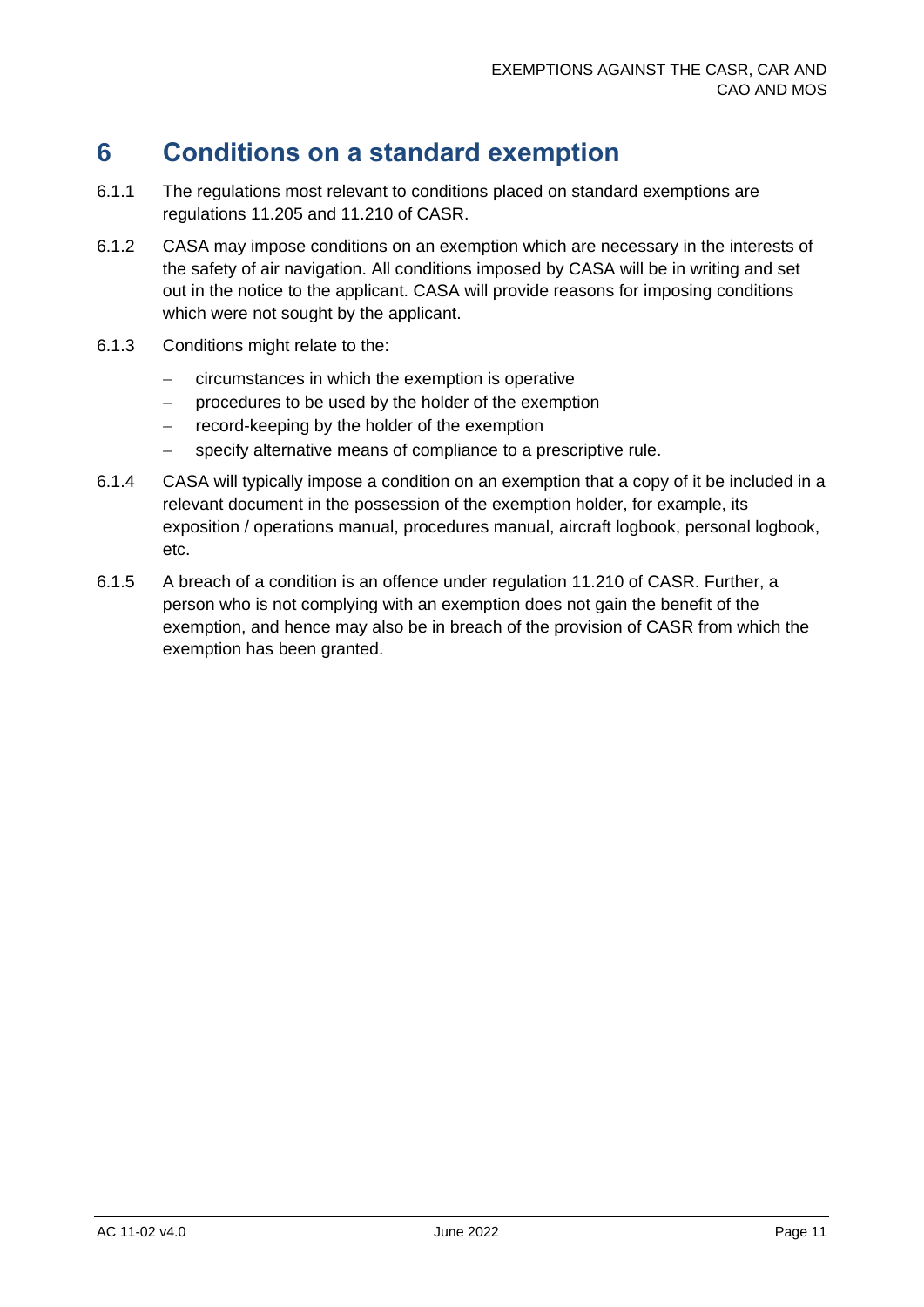# 6 Conditions on a standard exemption

6.1.1 The regulations most relevant to conditions placed on standard exemptions are regulations 11.205 and 11.210 of CASR.

6.1.2 CASA may impose conditions on an exemption which are necessary in the interests of the safety of air navigation. All conditions imposed by CASA will be in writing and set out in the notice to the applicant. CASA will provide reasons for imposing conditions which were not sought by the applicant.

6.1.3 Conditions might relate to the:

- circumstances in which the exemption is operative
- procedures to be used by the holder of the exemption
- record-keeping by the holder of the exemption
- specify alternative means of compliance to a prescriptive rule.

6.1.4 CASA will typically impose a condition on an exemption that a copy of it be included in a relevant document in the possession of the exemption holder, for example, its exposition / operations manual, procedures manual, aircraft logbook, personal logbook, etc.

6.1.5 A breach of a condition is an offence under regulation 11.210 of CASR. Further, a person who is not complying with an exemption does not gain the benefit of the exemption, and hence may also be in breach of the provision of CASR from which the exemption has been granted.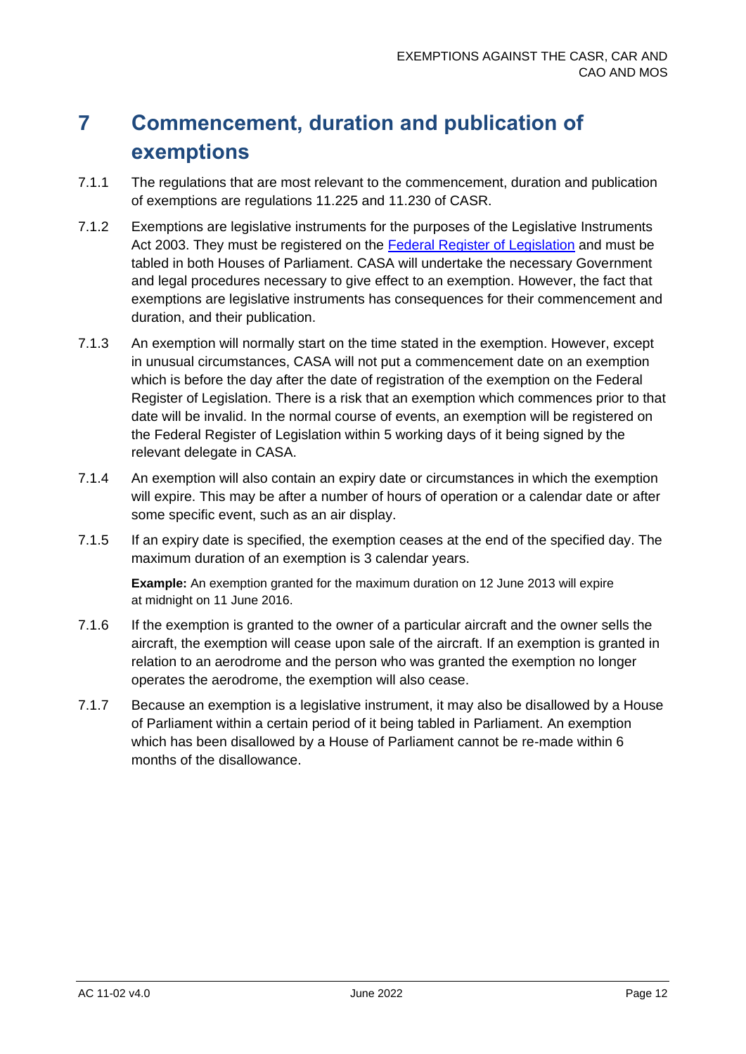# 7 Commencement, duration and publication of exemptions

7.1.1 The regulations that are most relevant to the commencement, duration and publication of exemptions are regulations 11.225 and 11.230 of CASR.

7.1.2 Exemptions are legislative instruments for the purposes of the Legislative Instruments Act 2003. They must be registered on the [Federal Register of Legislation](https://www.legislation.gov.au) and must be tabled in both Houses of Parliament. CASA will undertake the necessary Government and legal procedures necessary to give effect to an exemption. However, the fact that exemptions are legislative instruments has consequences for their commencement and duration, and their publication.

7.1.3 An exemption will normally start on the time stated in the exemption. However, except in unusual circumstances, CASA will not put a commencement date on an exemption which is before the day after the date of registration of the exemption on the Federal Register of Legislation. There is a risk that an exemption which commences prior to that date will be invalid. In the normal course of events, an exemption will be registered on the Federal Register of Legislation within 5 working days of it being signed by the relevant delegate in CASA.

7.1.4 An exemption will also contain an expiry date or circumstances in which the exemption will expire. This may be after a number of hours of operation or a calendar date or after some specific event, such as an air display.

7.1.5 If an expiry date is specified, the exemption ceases at the end of the specified day. The maximum duration of an exemption is 3 calendar years.

> **Example:** An exemption granted for the maximum duration on 12 June 2013 will expire at midnight on 11 June 2016.

7.1.6 If the exemption is granted to the owner of a particular aircraft and the owner sells the aircraft, the exemption will cease upon sale of the aircraft. If an exemption is granted in relation to an aerodrome and the person who was granted the exemption no longer operates the aerodrome, the exemption will also cease.

7.1.7 Because an exemption is a legislative instrument, it may also be disallowed by a House of Parliament within a certain period of it being tabled in Parliament. An exemption which has been disallowed by a House of Parliament cannot be re-made within 6 months of the disallowance.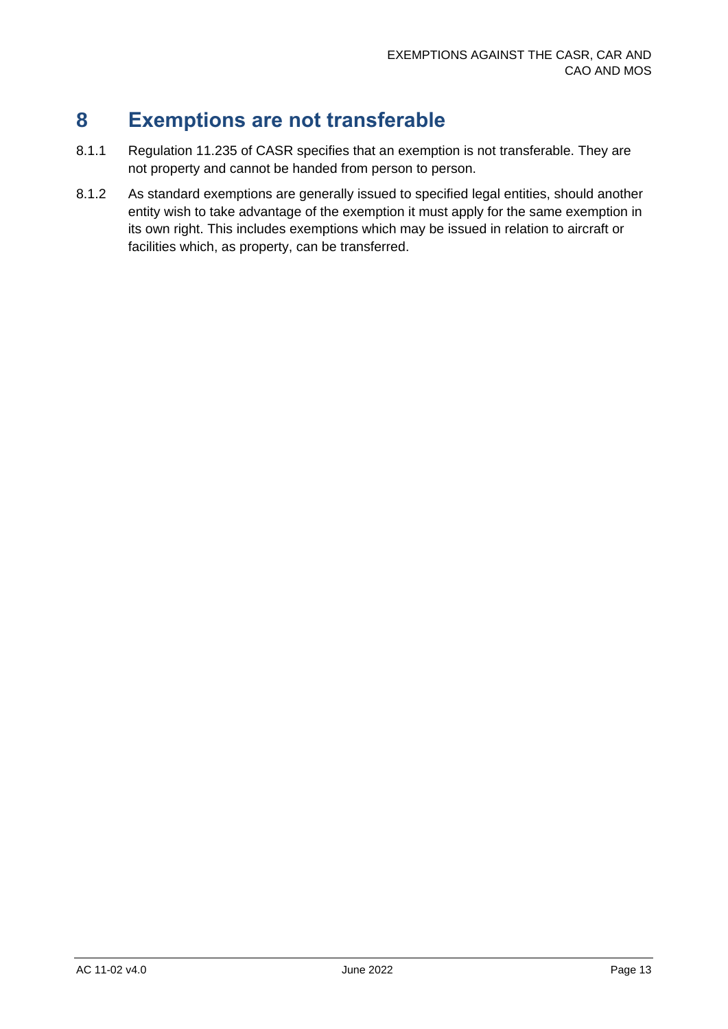# 8 Exemptions are not transferable

8.1.1 Regulation 11.235 of CASR specifies that an exemption is not transferable. They are not property and cannot be handed from person to person.

8.1.2 As standard exemptions are generally issued to specified legal entities, should another entity wish to take advantage of the exemption it must apply for the same exemption in its own right. This includes exemptions which may be issued in relation to aircraft or facilities which, as property, can be transferred.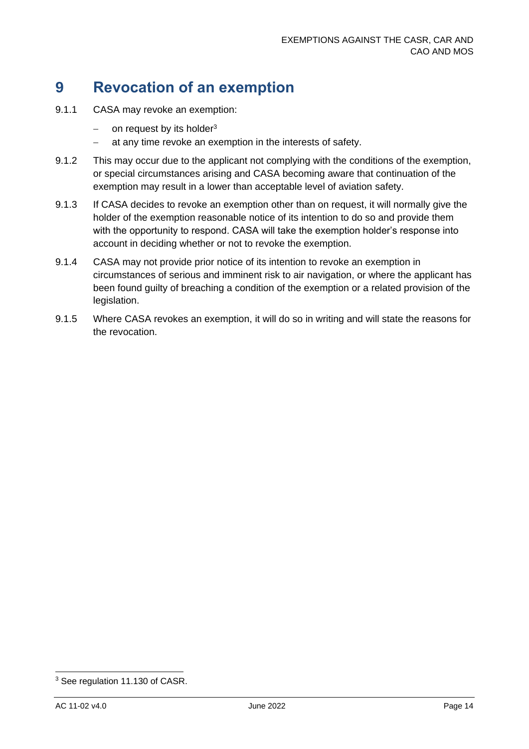# 9 Revocation of an exemption

9.1.1 CASA may revoke an exemption:

- on request by its holder[3]
- at any time revoke an exemption in the interests of safety.

9.1.2 This may occur due to the applicant not complying with the conditions of the exemption, or special circumstances arising and CASA becoming aware that continuation of the exemption may result in a lower than acceptable level of aviation safety.

9.1.3 If CASA decides to revoke an exemption other than on request, it will normally give the holder of the exemption reasonable notice of its intention to do so and provide them with the opportunity to respond. CASA will take the exemption holder's response into account in deciding whether or not to revoke the exemption.

9.1.4 CASA may not provide prior notice of its intention to revoke an exemption in circumstances of serious and imminent risk to air navigation, or where the applicant has been found guilty of breaching a condition of the exemption or a related provision of the legislation.

9.1.5 Where CASA revokes an exemption, it will do so in writing and will state the reasons for the revocation.

[3] See regulation 11.130 of CASR.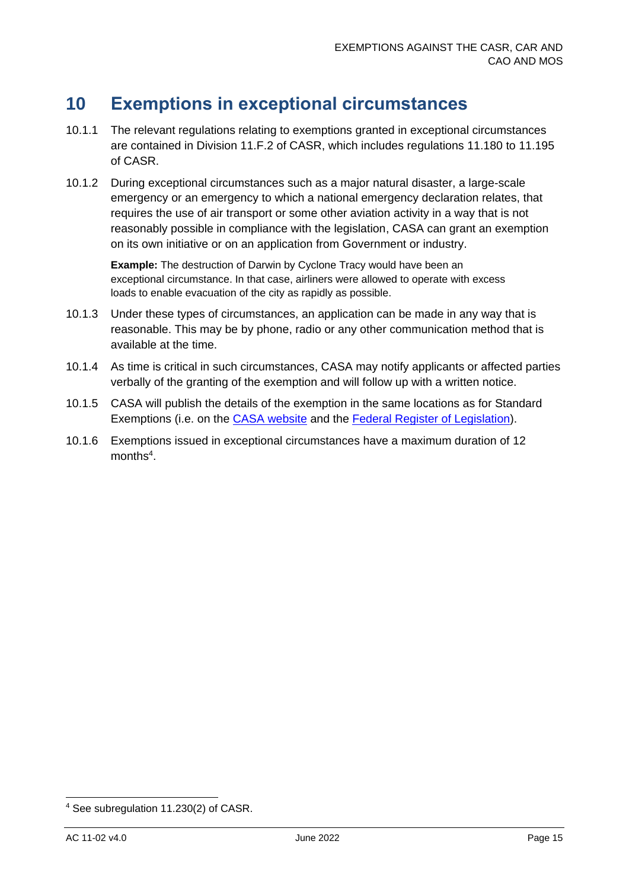# 10 Exemptions in exceptional circumstances

10.1.1 The relevant regulations relating to exemptions granted in exceptional circumstances are contained in Division 11.F.2 of CASR, which includes regulations 11.180 to 11.195 of CASR.

10.1.2 During exceptional circumstances such as a major natural disaster, a large-scale emergency or an emergency to which a national emergency declaration relates, that requires the use of air transport or some other aviation activity in a way that is not reasonably possible in compliance with the legislation, CASA can grant an exemption on its own initiative or on an application from Government or industry.

> **Example:** The destruction of Darwin by Cyclone Tracy would have been an exceptional circumstance. In that case, airliners were allowed to operate with excess loads to enable evacuation of the city as rapidly as possible.

10.1.3 Under these types of circumstances, an application can be made in any way that is reasonable. This may be by phone, radio or any other communication method that is available at the time.

10.1.4 As time is critical in such circumstances, CASA may notify applicants or affected parties verbally of the granting of the exemption and will follow up with a written notice.

10.1.5 CASA will publish the details of the exemption in the same locations as for Standard Exemptions (i.e. on the [CASA website]() and the [Federal Register of Legislation]()).

10.1.6 Exemptions issued in exceptional circumstances have a maximum duration of 12 months[4].

---

[4] See subregulation 11.230(2) of CASR.